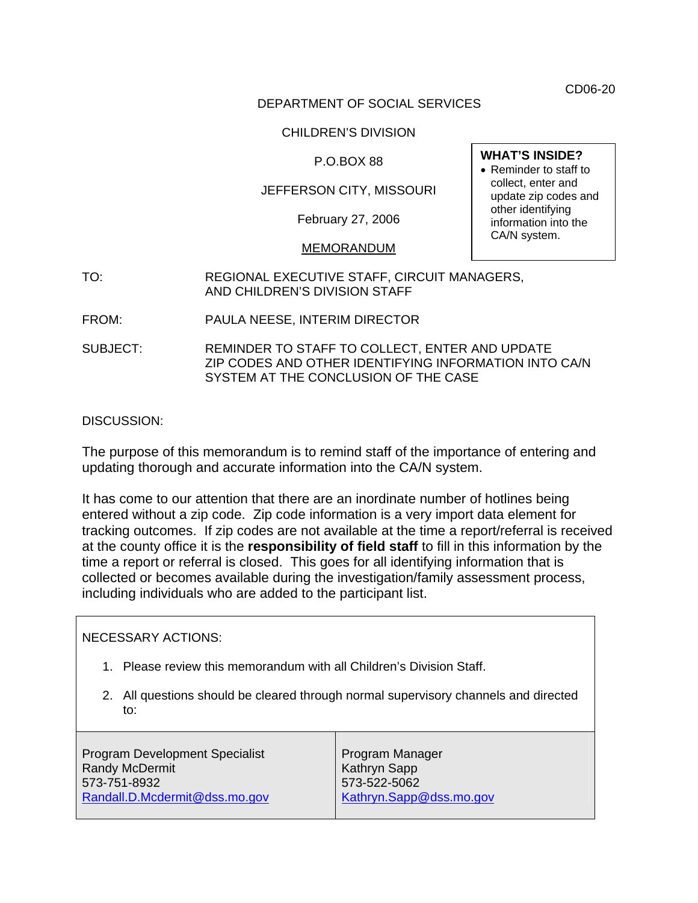CD06-20

DEPARTMENT OF SOCIAL SERVICES

CHILDREN'S DIVISION

P.O.BOX 88

JEFFERSON CITY, MISSOURI

February 27, 2006

MEMORANDUM

**WHAT'S INSIDE?**

- Reminder to staff to collect, enter and update zip codes and other identifying information into the CA/N system.

TO: REGIONAL EXECUTIVE STAFF, CIRCUIT MANAGERS, AND CHILDREN'S DIVISION STAFF

FROM: PAULA NEESE, INTERIM DIRECTOR

SUBJECT: REMINDER TO STAFF TO COLLECT, ENTER AND UPDATE ZIP CODES AND OTHER IDENTIFYING INFORMATION INTO CA/N SYSTEM AT THE CONCLUSION OF THE CASE

DISCUSSION:

The purpose of this memorandum is to remind staff of the importance of entering and updating thorough and accurate information into the CA/N system.

It has come to our attention that there are an inordinate number of hotlines being entered without a zip code. Zip code information is a very import data element for tracking outcomes. If zip codes are not available at the time a report/referral is received at the county office it is the **responsibility of field staff** to fill in this information by the time a report or referral is closed. This goes for all identifying information that is collected or becomes available during the investigation/family assessment process, including individuals who are added to the participant list.

NECESSARY ACTIONS:

1. Please review this memorandum with all Children's Division Staff.
2. All questions should be cleared through normal supervisory channels and directed to:

| | |
|---|---|
| Program Development Specialist<br>Randy McDermit<br>573-751-8932<br>Randall.D.Mcdermit@dss.mo.gov | Program Manager<br>Kathryn Sapp<br>573-522-5062<br>Kathryn.Sapp@dss.mo.gov |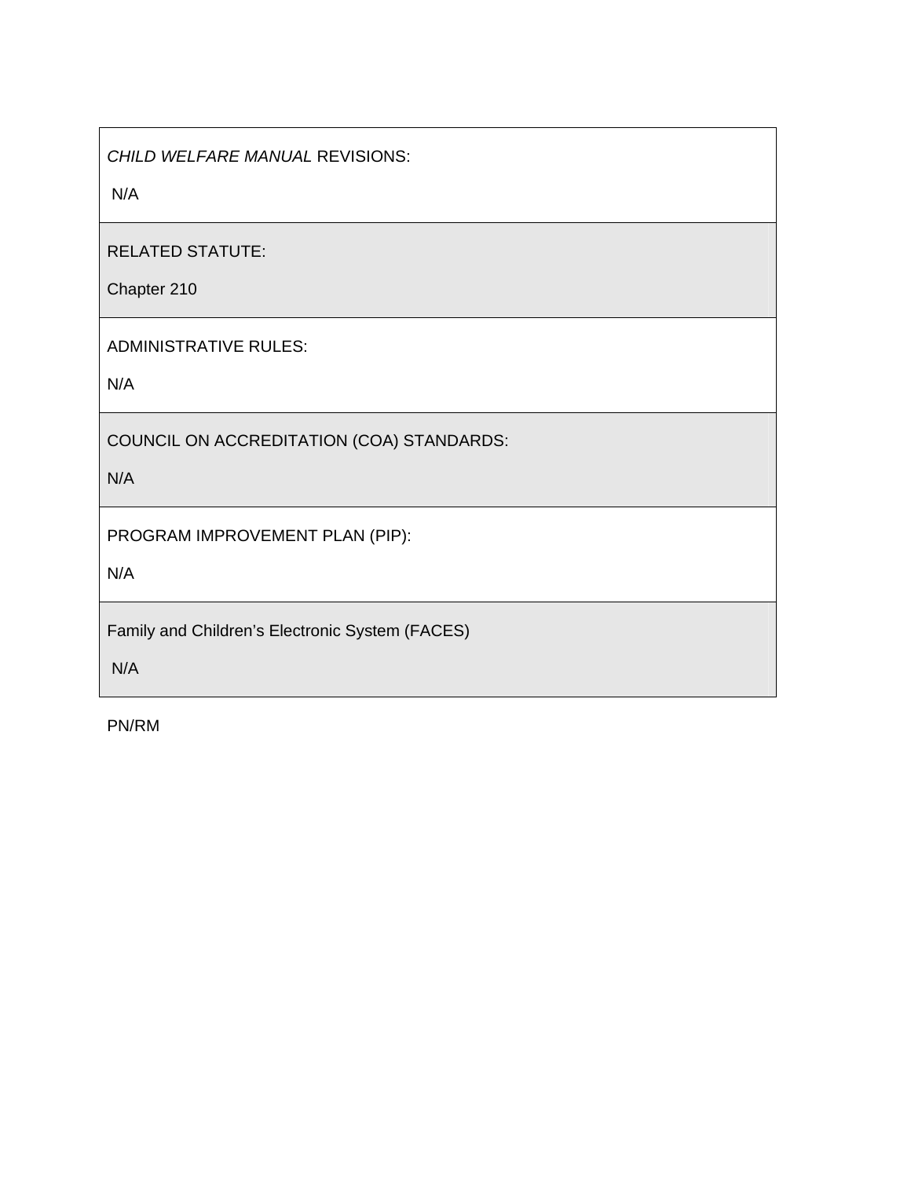| |
|---|
| *CHILD WELFARE MANUAL* REVISIONS:<br><br>N/A |
| RELATED STATUTE:<br><br>Chapter 210 |
| ADMINISTRATIVE RULES:<br><br>N/A |
| COUNCIL ON ACCREDITATION (COA) STANDARDS:<br><br>N/A |
| PROGRAM IMPROVEMENT PLAN (PIP):<br><br>N/A |
| Family and Children's Electronic System (FACES)<br><br>N/A |

PN/RM